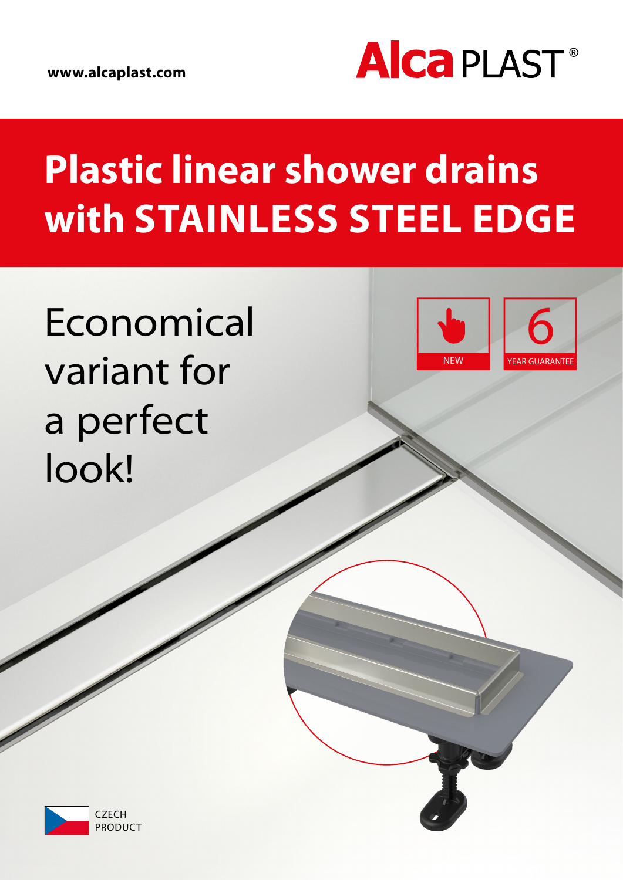www.alcaplast.com

Alca PLAST®

# Plastic linear shower drains with STAINLESS STEEL EDGE

## Economical variant for a perfect look!

NEW

6 YEAR GUARANTEE

CZECH PRODUCT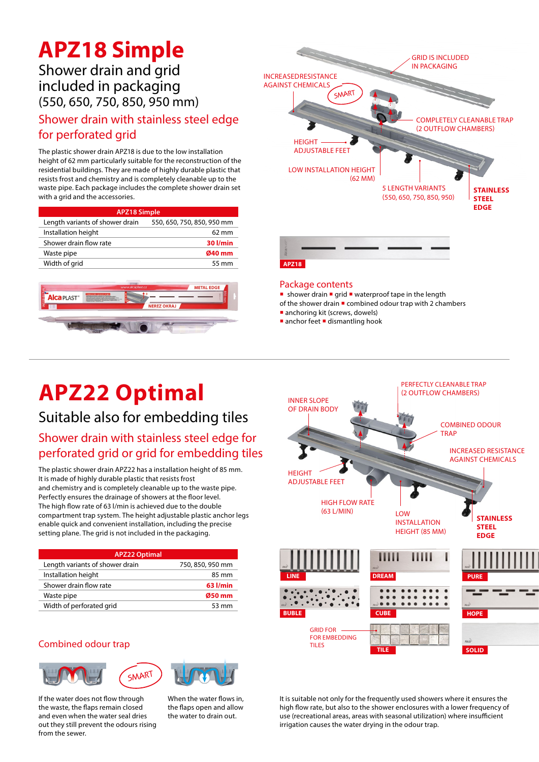# APZ18 Simple

## Shower drain and grid included in packaging (550, 650, 750, 850, 950 mm)

### Shower drain with stainless steel edge for perforated grid

The plastic shower drain APZ18 is due to the low installation height of 62 mm particularly suitable for the reconstruction of the residential buildings. They are made of highly durable plastic that resists frost and chemistry and is completely cleanable up to the waste pipe. Each package includes the complete shower drain set with a grid and the accessories.

| APZ18 Simple | |
|---|---|
| Length variants of shower drain | 550, 650, 750, 850, 950 mm |
| Installation height | 62 mm |
| Shower drain flow rate | **30 l/min** |
| Waste pipe | **Ø40 mm** |
| Width of grid | 55 mm |

GRID IS INCLUDED IN PACKAGING

INCREASEDRESISTANCE AGAINST CHEMICALS

SMART

COMPLETELY CLEANABLE TRAP (2 OUTFLOW CHAMBERS)

HEIGHT ADJUSTABLE FEET

LOW INSTALLATION HEIGHT (62 MM)

5 LENGTH VARIANTS (550, 650, 750, 850, 950)

STAINLESS STEEL EDGE

APZ18

### Package contents

- shower drain ▪ grid ▪ waterproof tape in the length of the shower drain ▪ combined odour trap with 2 chambers
- anchoring kit (screws, dowels)
- anchor feet ▪ dismantling hook

# APZ22 Optimal

## Suitable also for embedding tiles

### Shower drain with stainless steel edge for perforated grid or grid for embedding tiles

The plastic shower drain APZ22 has a installation height of 85 mm. It is made of highly durable plastic that resists frost and chemistry and is completely cleanable up to the waste pipe. Perfectly ensures the drainage of showers at the floor level. The high flow rate of 63 l/min is achieved due to the double compartment trap system. The height adjustable plastic anchor legs enable quick and convenient installation, including the precise setting plane. The grid is not included in the packaging.

| APZ22 Optimal | |
|---|---|
| Length variants of shower drain | 750, 850, 950 mm |
| Installation height | 85 mm |
| Shower drain flow rate | **63 l/min** |
| Waste pipe | **Ø50 mm** |
| Width of perforated grid | 53 mm |

PERFECTLY CLEANABLE TRAP (2 OUTFLOW CHAMBERS)

INNER SLOPE OF DRAIN BODY

COMBINED ODOUR TRAP

INCREASED RESISTANCE AGAINST CHEMICALS

HEIGHT ADJUSTABLE FEET

HIGH FLOW RATE (63 L/MIN)

LOW INSTALLATION HEIGHT (85 MM)

STAINLESS STEEL EDGE

LINE · DREAM · PURE · BUBLE · CUBE · HOPE · TILE · SOLID

GRID FOR FOR EMBEDDING TILES

### Combined odour trap

SMART

If the water does not flow through the waste, the flaps remain closed and even when the water seal dries out they still prevent the odours rising from the sewer.

When the water flows in, the flaps open and allow the water to drain out.

It is suitable not only for the frequently used showers where it ensures the high flow rate, but also to the shower enclosures with a lower frequency of use (recreational areas, areas with seasonal utilization) where insufficient irrigation causes the water drying in the odour trap.